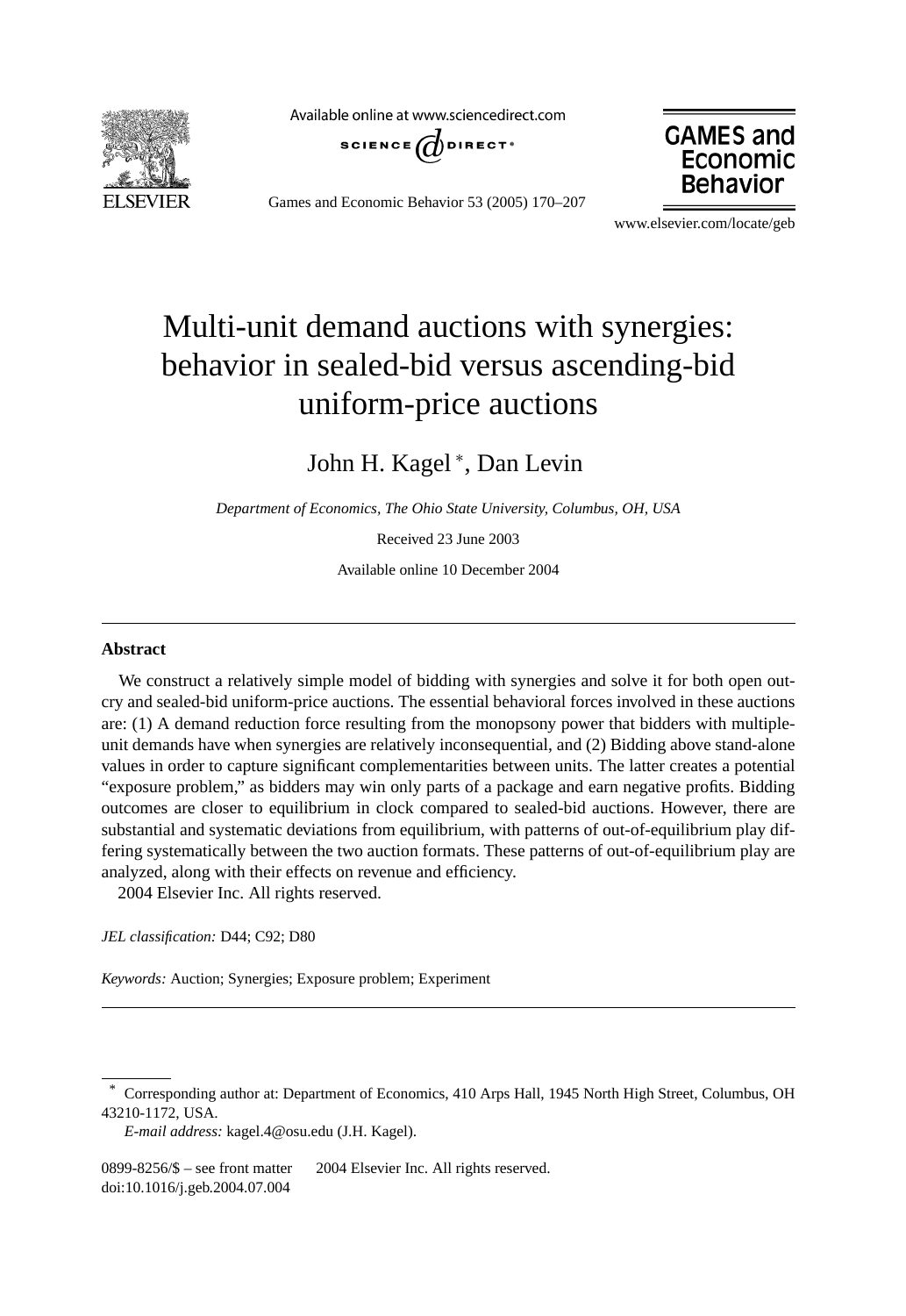# Multi-unit demand auctions with synergies: behavior in sealed-bid versus ascending-bid uniform-price auctions

John H. Kagel *, Dan Levin

*Department of Economics, The Ohio State University, Columbus, OH, USA*

Received 23 June 2003

Available online 10 December 2004

## Abstract

We construct a relatively simple model of bidding with synergies and solve it for both open outcry and sealed-bid uniform-price auctions. The essential behavioral forces involved in these auctions are: (1) A demand reduction force resulting from the monopsony power that bidders with multiple-unit demands have when synergies are relatively inconsequential, and (2) Bidding above stand-alone values in order to capture significant complementarities between units. The latter creates a potential "exposure problem," as bidders may win only parts of a package and earn negative profits. Bidding outcomes are closer to equilibrium in clock compared to sealed-bid auctions. However, there are substantial and systematic deviations from equilibrium, with patterns of out-of-equilibrium play differing systematically between the two auction formats. These patterns of out-of-equilibrium play are analyzed, along with their effects on revenue and efficiency.

2004 Elsevier Inc. All rights reserved.

*JEL classification:* D44; C92; D80

*Keywords:* Auction; Synergies; Exposure problem; Experiment

---

\* Corresponding author at: Department of Economics, 410 Arps Hall, 1945 North High Street, Columbus, OH 43210-1172, USA.

*E-mail address:* kagel.4@osu.edu (J.H. Kagel).

0899-8256/$ – see front matter 2004 Elsevier Inc. All rights reserved.
doi:10.1016/j.geb.2004.07.004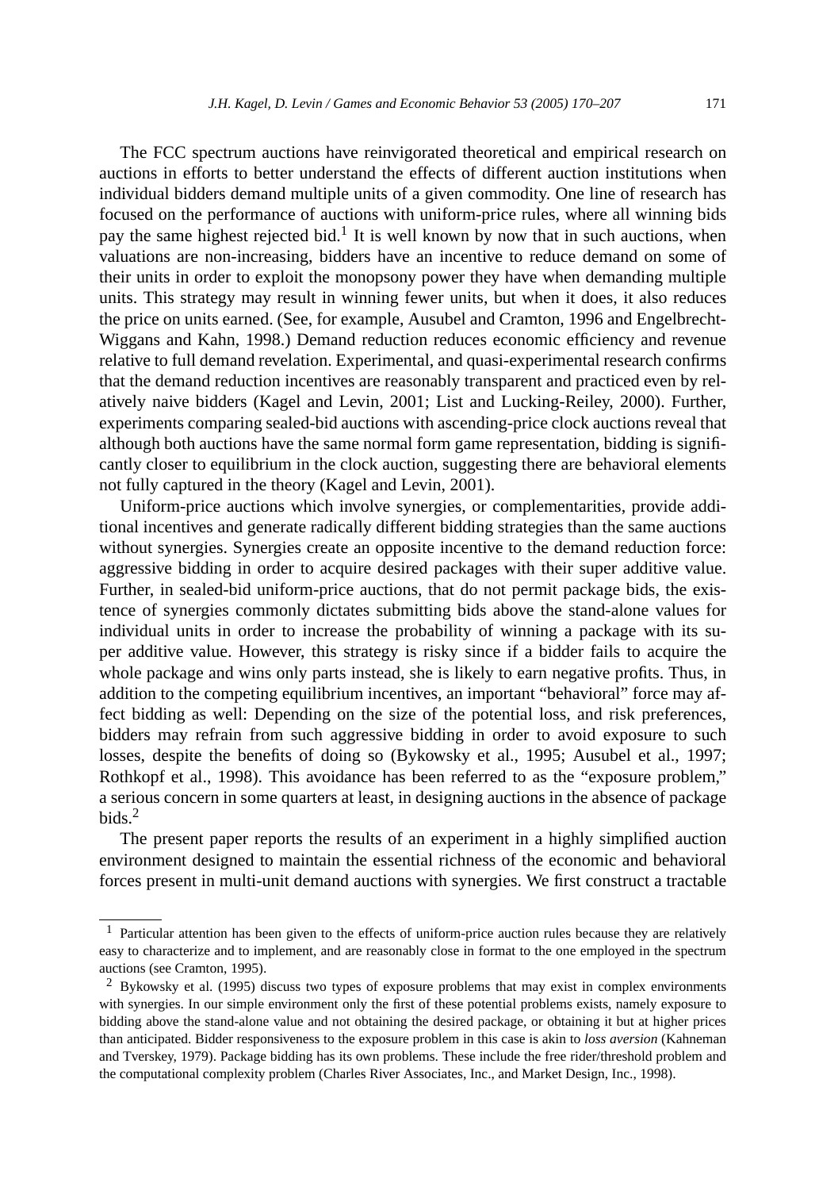The FCC spectrum auctions have reinvigorated theoretical and empirical research on auctions in efforts to better understand the effects of different auction institutions when individual bidders demand multiple units of a given commodity. One line of research has focused on the performance of auctions with uniform-price rules, where all winning bids pay the same highest rejected bid.[1] It is well known by now that in such auctions, when valuations are non-increasing, bidders have an incentive to reduce demand on some of their units in order to exploit the monopsony power they have when demanding multiple units. This strategy may result in winning fewer units, but when it does, it also reduces the price on units earned. (See, for example, Ausubel and Cramton, 1996 and Engelbrecht-Wiggans and Kahn, 1998.) Demand reduction reduces economic efficiency and revenue relative to full demand revelation. Experimental, and quasi-experimental research confirms that the demand reduction incentives are reasonably transparent and practiced even by relatively naive bidders (Kagel and Levin, 2001; List and Lucking-Reiley, 2000). Further, experiments comparing sealed-bid auctions with ascending-price clock auctions reveal that although both auctions have the same normal form game representation, bidding is significantly closer to equilibrium in the clock auction, suggesting there are behavioral elements not fully captured in the theory (Kagel and Levin, 2001).

Uniform-price auctions which involve synergies, or complementarities, provide additional incentives and generate radically different bidding strategies than the same auctions without synergies. Synergies create an opposite incentive to the demand reduction force: aggressive bidding in order to acquire desired packages with their super additive value. Further, in sealed-bid uniform-price auctions, that do not permit package bids, the existence of synergies commonly dictates submitting bids above the stand-alone values for individual units in order to increase the probability of winning a package with its super additive value. However, this strategy is risky since if a bidder fails to acquire the whole package and wins only parts instead, she is likely to earn negative profits. Thus, in addition to the competing equilibrium incentives, an important "behavioral" force may affect bidding as well: Depending on the size of the potential loss, and risk preferences, bidders may refrain from such aggressive bidding in order to avoid exposure to such losses, despite the benefits of doing so (Bykowsky et al., 1995; Ausubel et al., 1997; Rothkopf et al., 1998). This avoidance has been referred to as the "exposure problem," a serious concern in some quarters at least, in designing auctions in the absence of package bids.[2]

The present paper reports the results of an experiment in a highly simplified auction environment designed to maintain the essential richness of the economic and behavioral forces present in multi-unit demand auctions with synergies. We first construct a tractable

[1] Particular attention has been given to the effects of uniform-price auction rules because they are relatively easy to characterize and to implement, and are reasonably close in format to the one employed in the spectrum auctions (see Cramton, 1995).

[2] Bykowsky et al. (1995) discuss two types of exposure problems that may exist in complex environments with synergies. In our simple environment only the first of these potential problems exists, namely exposure to bidding above the stand-alone value and not obtaining the desired package, or obtaining it but at higher prices than anticipated. Bidder responsiveness to the exposure problem in this case is akin to *loss aversion* (Kahneman and Tverskey, 1979). Package bidding has its own problems. These include the free rider/threshold problem and the computational complexity problem (Charles River Associates, Inc., and Market Design, Inc., 1998).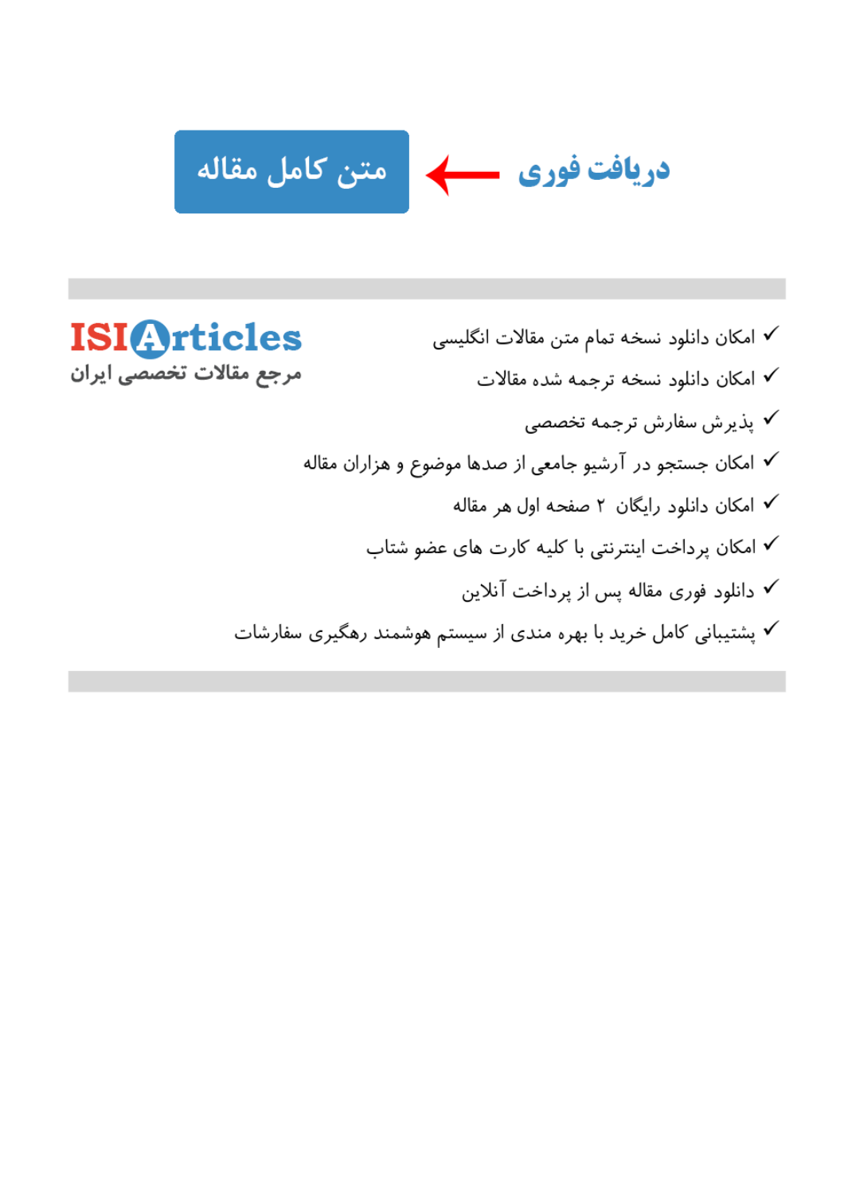دریافت فوری ← متن کامل مقاله

**ISIArticles**
مرجع مقالات تخصصی ایران

- ✓ امکان دانلود نسخه تمام متن مقالات انگلیسی
- ✓ امکان دانلود نسخه ترجمه شده مقالات
- ✓ پذیرش سفارش ترجمه تخصصی
- ✓ امکان جستجو در آرشیو جامعی از صدها موضوع و هزاران مقاله
- ✓ امکان دانلود رایگان ۲ صفحه اول هر مقاله
- ✓ امکان پرداخت اینترنتی با کلیه کارت های عضو شتاب
- ✓ دانلود فوری مقاله پس از پرداخت آنلاین
- ✓ پشتیبانی کامل خرید با بهره مندی از سیستم هوشمند رهگیری سفارشات